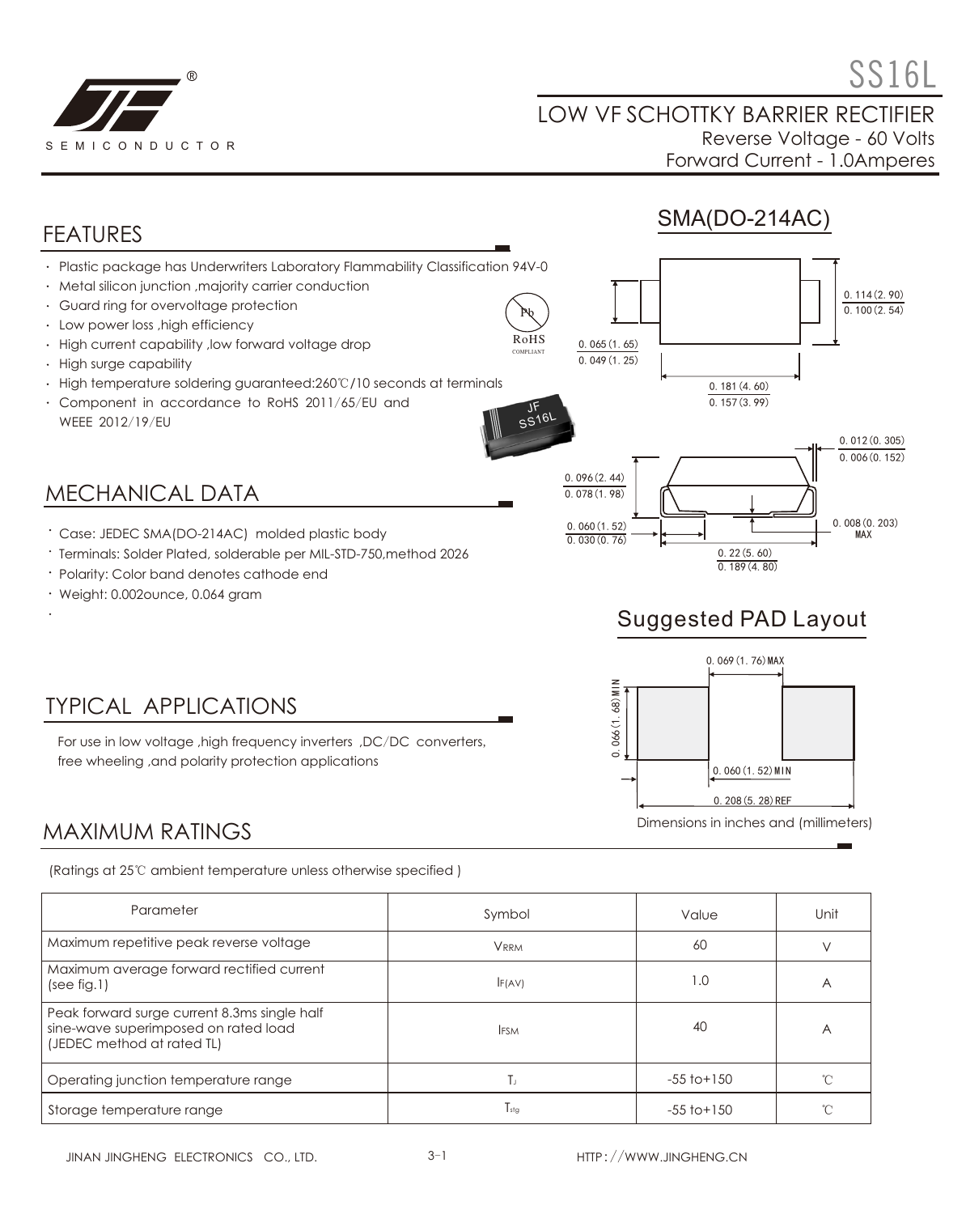# SS16L

## LOW VF SCHOTTKY BARRIER RECTIFIER

Reverse Voltage - 60 Volts
Forward Current - 1.0Amperes

## FEATURES

- Plastic package has Underwriters Laboratory Flammability Classification 94V-0
- Metal silicon junction ,majority carrier conduction
- Guard ring for overvoltage protection
- Low power loss ,high efficiency
- High current capability ,low forward voltage drop
- High surge capability
- High temperature soldering guaranteed:260℃/10 seconds at terminals
- Component in accordance to RoHS 2011/65/EU and WEEE 2012/19/EU

## SMA(DO-214AC)

0.114(2.90) / 0.100(2.54)
0.065(1.65) / 0.049(1.25)
0.181(4.60) / 0.157(3.99)
0.012(0.305) / 0.006(0.152)
0.096(2.44) / 0.078(1.98)
0.060(1.52) / 0.030(0.76)
0.008(0.203) MAX
0.22(5.60) / 0.189(4.80)

## MECHANICAL DATA

- Case: JEDEC SMA(DO-214AC) molded plastic body
- Terminals: Solder Plated, solderable per MIL-STD-750,method 2026
- Polarity: Color band denotes cathode end
- Weight: 0.002ounce, 0.064 gram

## Suggested PAD Layout

0.069(1.76)MAX
0.066(1.68)MIN
0.060(1.52)MIN
0.208(5.28)REF

Dimensions in inches and (millimeters)

## TYPICAL APPLICATIONS

For use in low voltage ,high frequency inverters ,DC/DC converters, free wheeling ,and polarity protection applications

## MAXIMUM RATINGS

(Ratings at 25℃ ambient temperature unless otherwise specified )

| Parameter | Symbol | Value | Unit |
|---|---|---|---|
| Maximum repetitive peak reverse voltage | $V_{RRM}$ | 60 | V |
| Maximum average forward rectified current (see fig.1) | $I_{F(AV)}$ | 1.0 | A |
| Peak forward surge current 8.3ms single half sine-wave superimposed on rated load (JEDEC method at rated TL) | $I_{FSM}$ | 40 | A |
| Operating junction temperature range | $T_J$ | -55 to+150 | ℃ |
| Storage temperature range | $T_{stg}$ | -55 to+150 | ℃ |

JINAN JINGHENG ELECTRONICS CO., LTD. HTTP://WWW.JINGHENG.CN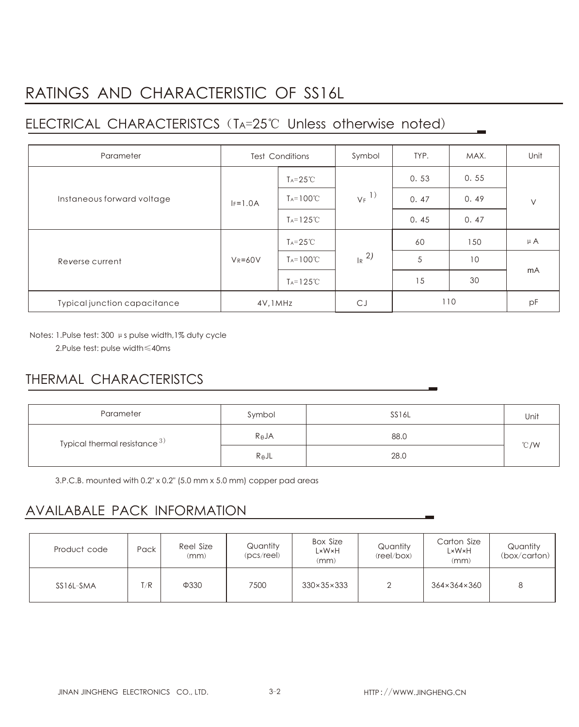# RATINGS AND CHARACTERISTIC OF SS16L

## ELECTRICAL CHARACTERISTCS（$T_A$=25℃ Unless otherwise noted)

| Parameter | Test Conditions | | Symbol | TYP. | MAX. | Unit |
|---|---|---|---|---|---|---|
| Instaneous forward voltage | $I_F$=1.0A | $T_A$=25℃ | $V_F$ [1] | 0. 53 | 0. 55 | V |
| | | $T_A$=100℃ | | 0. 47 | 0. 49 | |
| | | $T_A$=125℃ | | 0. 45 | 0. 47 | |
| Reverse current | $V_R$=60V | $T_A$=25℃ | $I_R$ [2] | 60 | 150 | μA |
| | | $T_A$=100℃ | | 5 | 10 | mA |
| | | $T_A$=125℃ | | 15 | 30 | |
| Typical junction capacitance | 4V,1MHz | | CJ | 110 | | pF |

Notes: 1.Pulse test: 300 μs pulse width,1% duty cycle

2.Pulse test: pulse width≤40ms

## THERMAL CHARACTERISTCS

| Parameter | Symbol | SS16L | Unit |
|---|---|---|---|
| Typical thermal resistance [3] | $R_{\theta}JA$ | 88.0 | ℃/W |
| | $R_{\theta}JL$ | 28.0 | |

3.P.C.B. mounted with 0.2" x 0.2" (5.0 mm x 5.0 mm) copper pad areas

## AVAILABALE PACK INFORMATION

| Product code | Pack | Reel Size (mm) | Quantity (pcs/reel) | Box Size L×W×H (mm) | Quantity (reel/box) | Carton Size L×W×H (mm) | Quantity (box/carton) |
|---|---|---|---|---|---|---|---|
| SS16L-SMA | T/R | Φ330 | 7500 | 330×35×333 | 2 | 364×364×360 | 8 |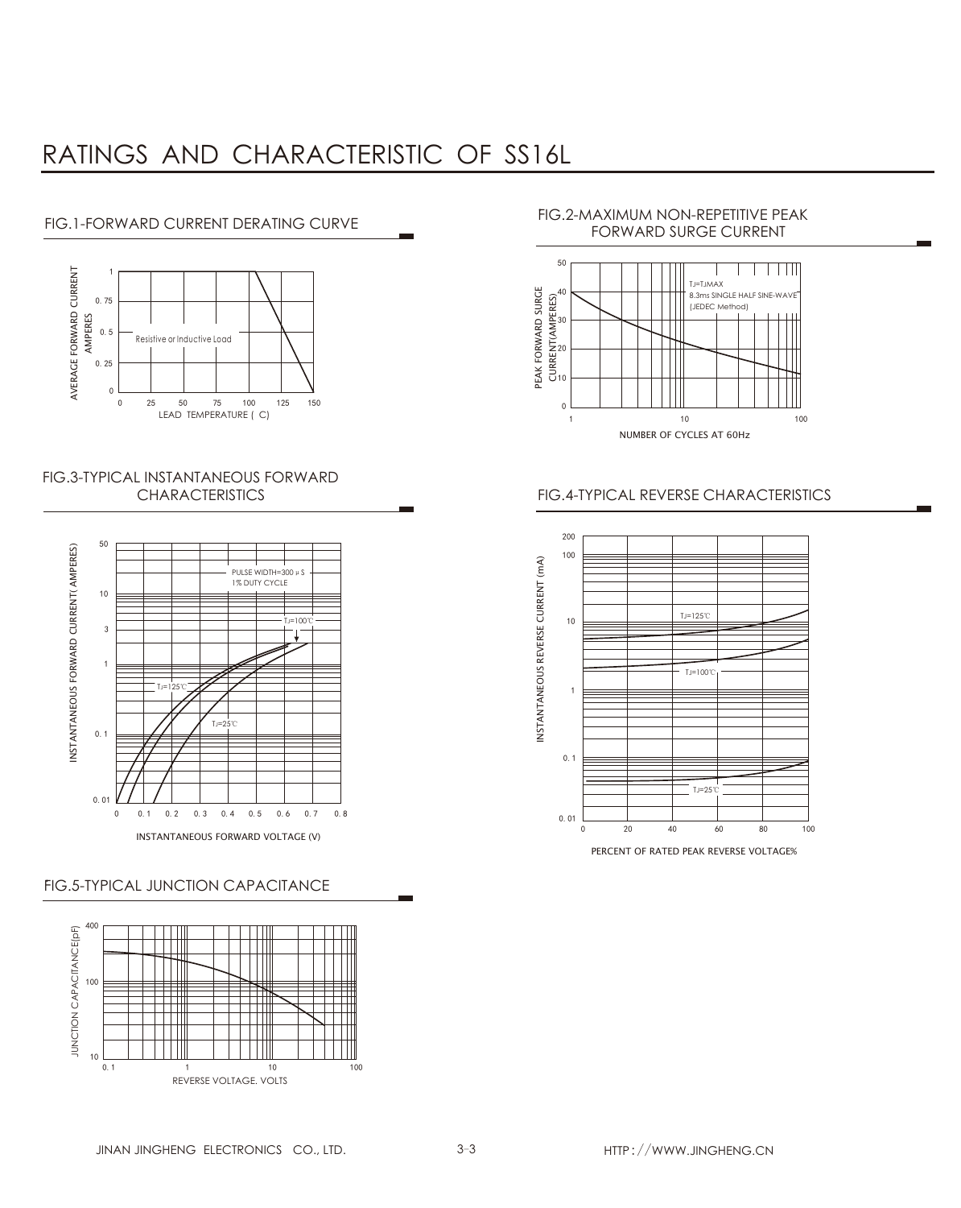# RATINGS AND CHARACTERISTIC OF SS16L

## FIG.1-FORWARD CURRENT DERATING CURVE

AVERAGE FORWARD CURRENT AMPERES

1
0. 75
0. 5
0. 25
0

Resistive or Inductive Load

0 25 50 75 100 125 150

LEAD TEMPERATURE ( C)

## FIG.2-MAXIMUM NON-REPETITIVE PEAK FORWARD SURGE CURRENT

PEAK FORWARD SURGE CURRENT(AMPERES)

50
40
30
20
10
0

TJ=TJMAX
8.3ms SINGLE HALF SINE-WAVE
(JEDEC Method)

1 10 100

NUMBER OF CYCLES AT 60Hz

## FIG.3-TYPICAL INSTANTANEOUS FORWARD CHARACTERISTICS

INSTANTANEOUS FORWARD CURRENT( AMPERES)

50
10
3
1
0. 1
0. 01

PULSE WIDTH=300 μ S
1% DUTY CYCLE

TJ=100℃
TJ=125℃
TJ=25℃

0 0. 1 0. 2 0. 3 0. 4 0. 5 0. 6 0. 7 0. 8

INSTANTANEOUS FORWARD VOLTAGE (V)

## FIG.4-TYPICAL REVERSE CHARACTERISTICS

INSTANTANEOUS REVERSE CURRENT (mA)

200
100
10
1
0. 1
0. 01

TJ=125℃
TJ=100℃
TJ=25℃

0 20 40 60 80 100

PERCENT OF RATED PEAK REVERSE VOLTAGE%

## FIG.5-TYPICAL JUNCTION CAPACITANCE

JUNCTION CAPACITANCE(pF)

400
100
10

0. 1 1 10 100

REVERSE VOLTAGE. VOLTS